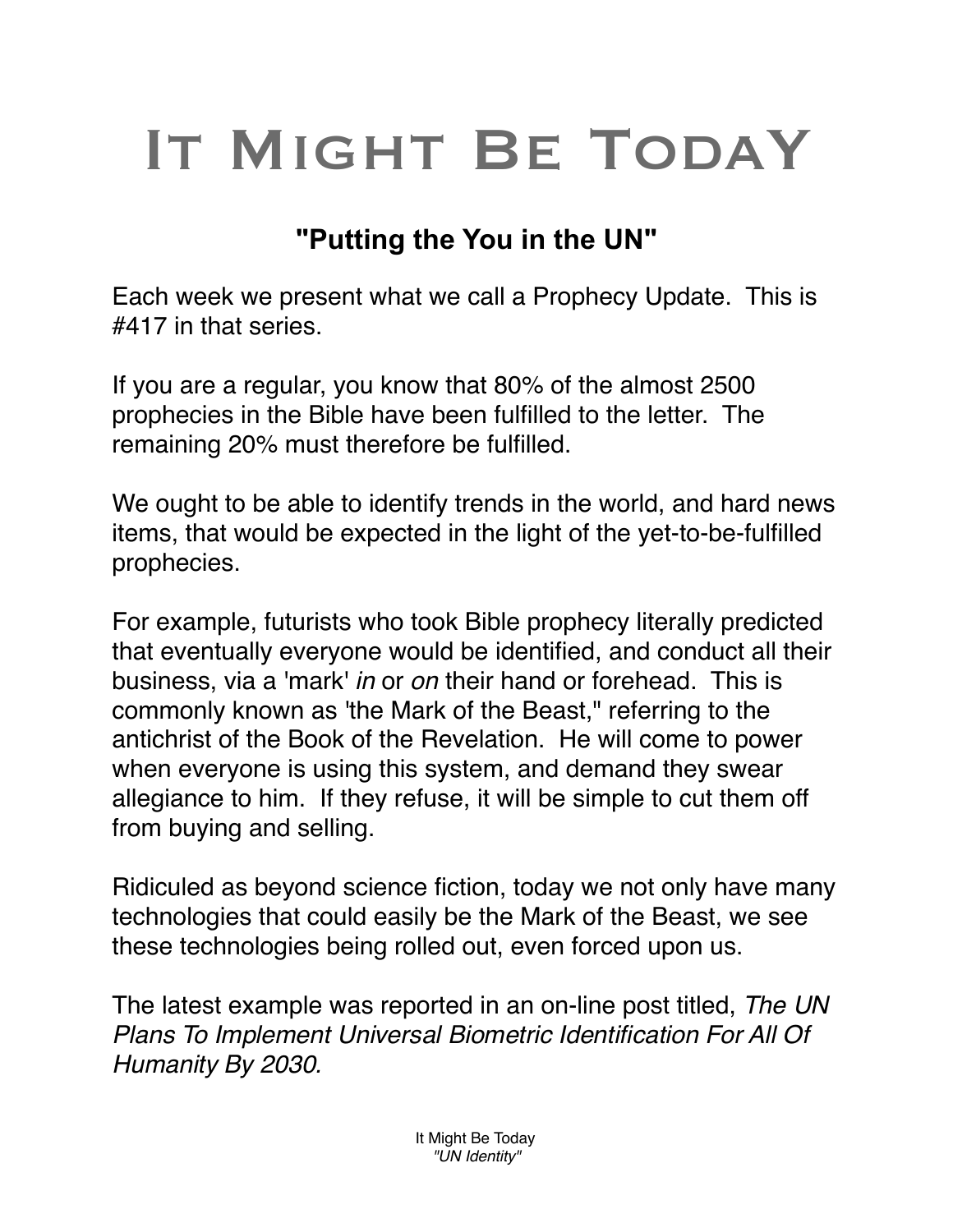# It Might Be TodaY

## "Putting the You in the UN"

Each week we present what we call a Prophecy Update. This is #417 in that series.

If you are a regular, you know that 80% of the almost 2500 prophecies in the Bible have been fulfilled to the letter. The remaining 20% must therefore be fulfilled.

We ought to be able to identify trends in the world, and hard news items, that would be expected in the light of the yet-to-be-fulfilled prophecies.

For example, futurists who took Bible prophecy literally predicted that eventually everyone would be identified, and conduct all their business, via a 'mark' *in* or *on* their hand or forehead. This is commonly known as 'the Mark of the Beast," referring to the antichrist of the Book of the Revelation. He will come to power when everyone is using this system, and demand they swear allegiance to him. If they refuse, it will be simple to cut them off from buying and selling.

Ridiculed as beyond science fiction, today we not only have many technologies that could easily be the Mark of the Beast, we see these technologies being rolled out, even forced upon us.

The latest example was reported in an on-line post titled, *The UN Plans To Implement Universal Biometric Identification For All Of Humanity By 2030.*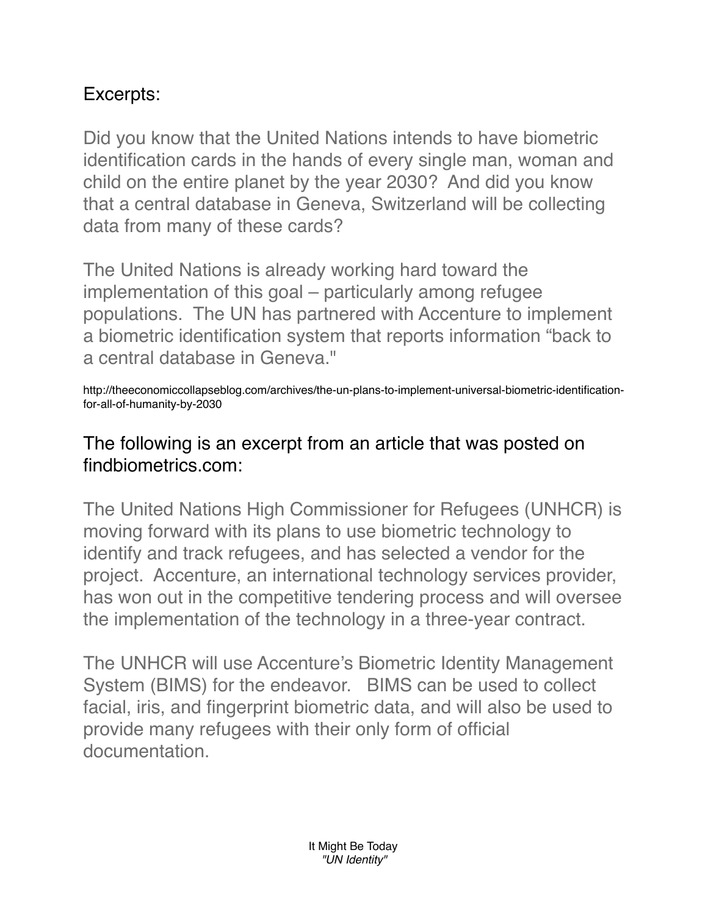Excerpts:

Did you know that the United Nations intends to have biometric identification cards in the hands of every single man, woman and child on the entire planet by the year 2030? And did you know that a central database in Geneva, Switzerland will be collecting data from many of these cards?

The United Nations is already working hard toward the implementation of this goal – particularly among refugee populations. The UN has partnered with Accenture to implement a biometric identification system that reports information "back to a central database in Geneva."

http://theeconomiccollapseblog.com/archives/the-un-plans-to-implement-universal-biometric-identification-for-all-of-humanity-by-2030

The following is an excerpt from an article that was posted on findbiometrics.com:

The United Nations High Commissioner for Refugees (UNHCR) is moving forward with its plans to use biometric technology to identify and track refugees, and has selected a vendor for the project. Accenture, an international technology services provider, has won out in the competitive tendering process and will oversee the implementation of the technology in a three-year contract.

The UNHCR will use Accenture's Biometric Identity Management System (BIMS) for the endeavor. BIMS can be used to collect facial, iris, and fingerprint biometric data, and will also be used to provide many refugees with their only form of official documentation.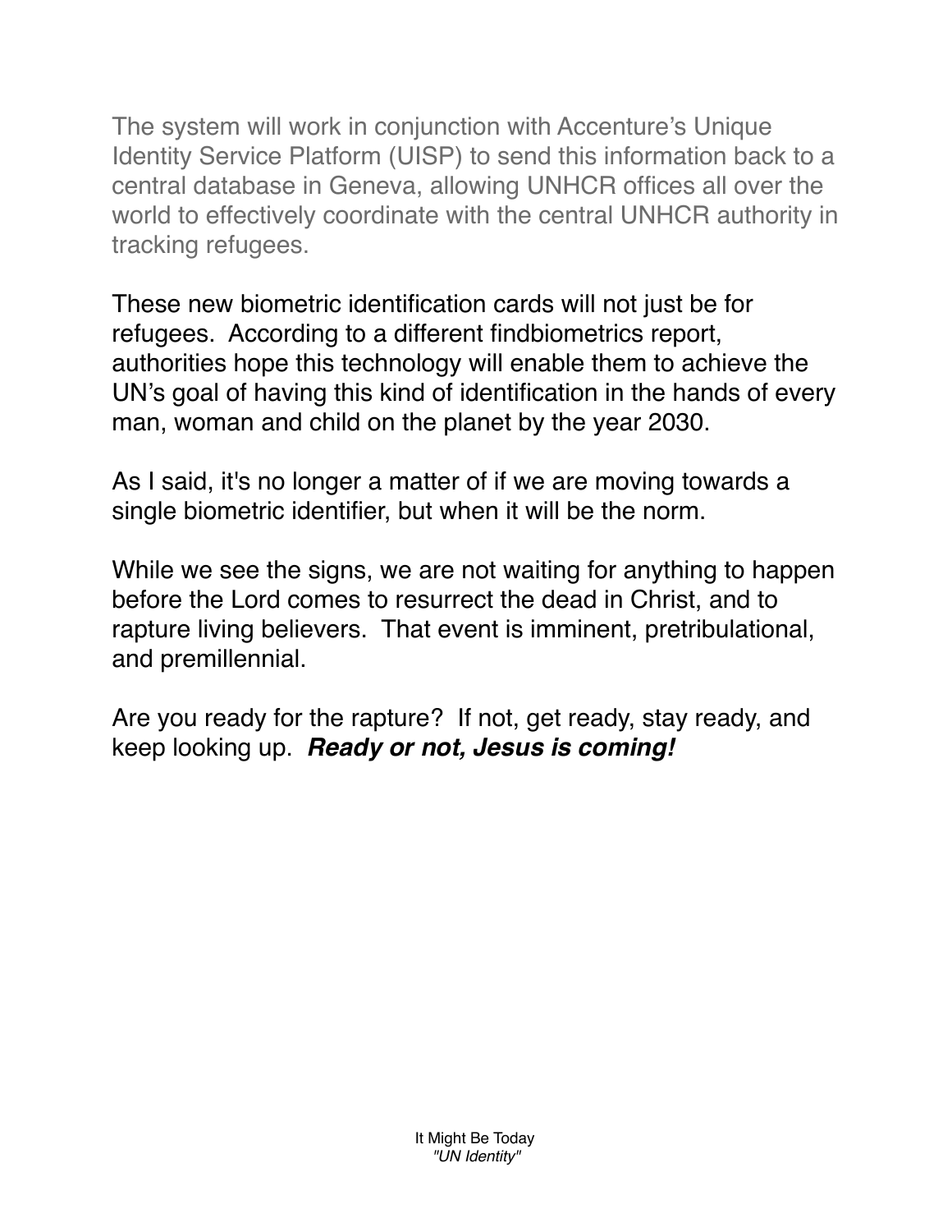The system will work in conjunction with Accenture's Unique Identity Service Platform (UISP) to send this information back to a central database in Geneva, allowing UNHCR offices all over the world to effectively coordinate with the central UNHCR authority in tracking refugees.

These new biometric identification cards will not just be for refugees. According to a different findbiometrics report, authorities hope this technology will enable them to achieve the UN's goal of having this kind of identification in the hands of every man, woman and child on the planet by the year 2030.

As I said, it's no longer a matter of if we are moving towards a single biometric identifier, but when it will be the norm.

While we see the signs, we are not waiting for anything to happen before the Lord comes to resurrect the dead in Christ, and to rapture living believers. That event is imminent, pretribulational, and premillennial.

Are you ready for the rapture? If not, get ready, stay ready, and keep looking up. ***Ready or not, Jesus is coming!***